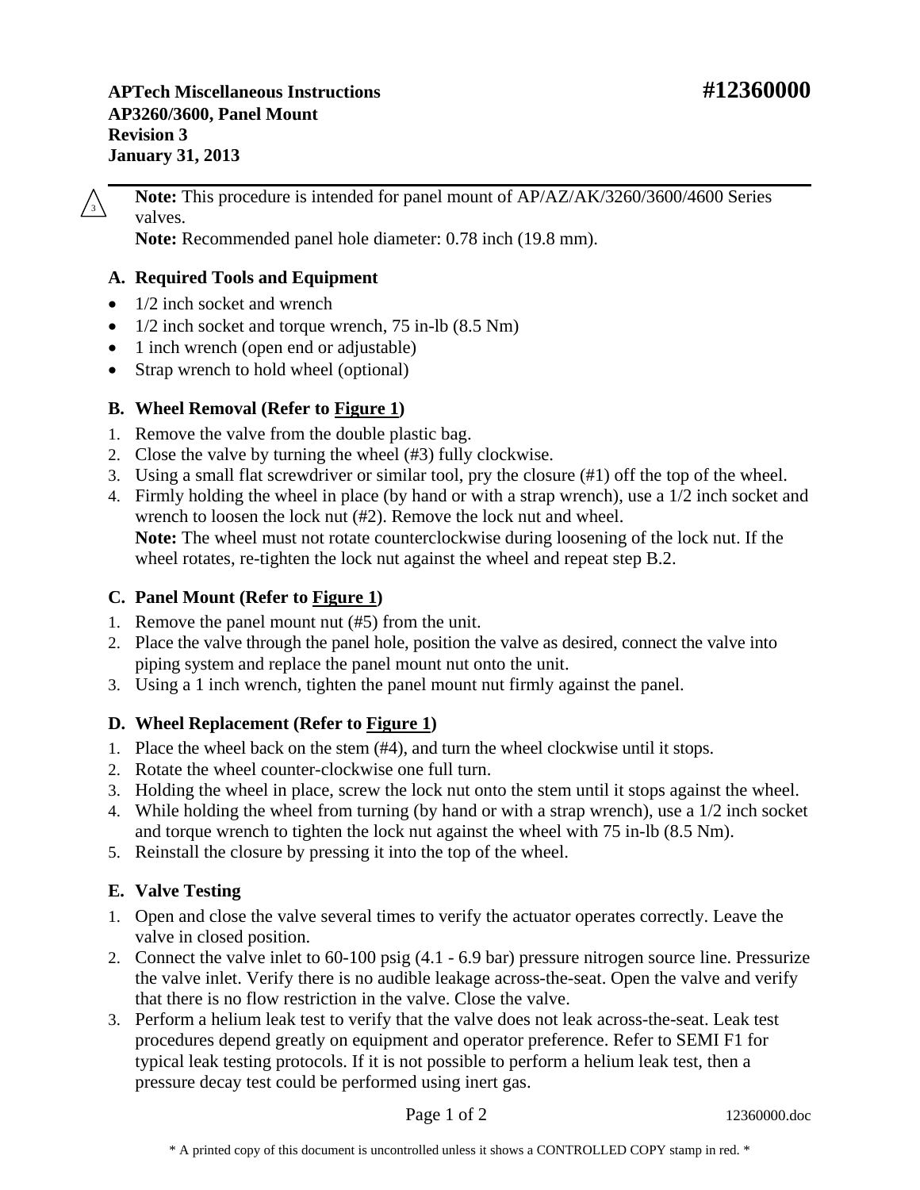**APTech Miscellaneous Instructions** **#12360000**
**AP3260/3600, Panel Mount**
**Revision 3**
**January 31, 2013**

---

3 **Note:** This procedure is intended for panel mount of AP/AZ/AK/3260/3600/4600 Series valves.
**Note:** Recommended panel hole diameter: 0.78 inch (19.8 mm).

## A. Required Tools and Equipment

- 1/2 inch socket and wrench
- 1/2 inch socket and torque wrench, 75 in-lb (8.5 Nm)
- 1 inch wrench (open end or adjustable)
- Strap wrench to hold wheel (optional)

## B. Wheel Removal (Refer to Figure 1)

1. Remove the valve from the double plastic bag.
2. Close the valve by turning the wheel (#3) fully clockwise.
3. Using a small flat screwdriver or similar tool, pry the closure (#1) off the top of the wheel.
4. Firmly holding the wheel in place (by hand or with a strap wrench), use a 1/2 inch socket and wrench to loosen the lock nut (#2). Remove the lock nut and wheel.
   **Note:** The wheel must not rotate counterclockwise during loosening of the lock nut. If the wheel rotates, re-tighten the lock nut against the wheel and repeat step B.2.

## C. Panel Mount (Refer to Figure 1)

1. Remove the panel mount nut (#5) from the unit.
2. Place the valve through the panel hole, position the valve as desired, connect the valve into piping system and replace the panel mount nut onto the unit.
3. Using a 1 inch wrench, tighten the panel mount nut firmly against the panel.

## D. Wheel Replacement (Refer to Figure 1)

1. Place the wheel back on the stem (#4), and turn the wheel clockwise until it stops.
2. Rotate the wheel counter-clockwise one full turn.
3. Holding the wheel in place, screw the lock nut onto the stem until it stops against the wheel.
4. While holding the wheel from turning (by hand or with a strap wrench), use a 1/2 inch socket and torque wrench to tighten the lock nut against the wheel with 75 in-lb (8.5 Nm).
5. Reinstall the closure by pressing it into the top of the wheel.

## E. Valve Testing

1. Open and close the valve several times to verify the actuator operates correctly. Leave the valve in closed position.
2. Connect the valve inlet to 60-100 psig (4.1 - 6.9 bar) pressure nitrogen source line. Pressurize the valve inlet. Verify there is no audible leakage across-the-seat. Open the valve and verify that there is no flow restriction in the valve. Close the valve.
3. Perform a helium leak test to verify that the valve does not leak across-the-seat. Leak test procedures depend greatly on equipment and operator preference. Refer to SEMI F1 for typical leak testing protocols. If it is not possible to perform a helium leak test, then a pressure decay test could be performed using inert gas.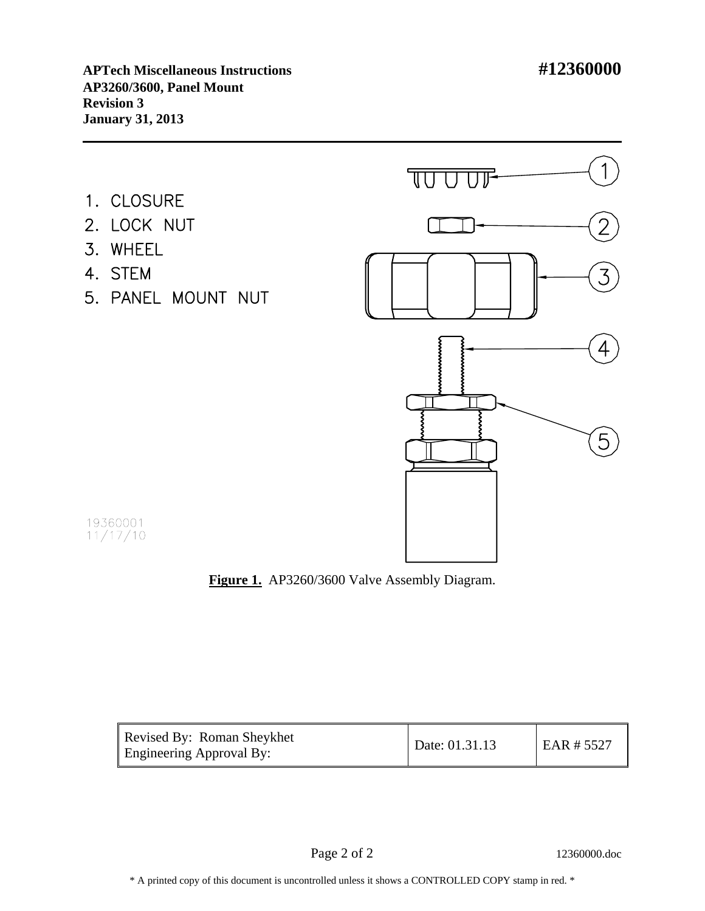**APTech Miscellaneous Instructions** **#12360000**
**AP3260/3600, Panel Mount**
**Revision 3**
**January 31, 2013**

1. CLOSURE
2. LOCK NUT
3. WHEEL
4. STEM
5. PANEL MOUNT NUT

19360001
11/17/10

**Figure 1.** AP3260/3600 Valve Assembly Diagram.

| | | |
|---|---|---|
| Revised By: Roman Sheykhet<br>Engineering Approval By: | Date: 01.31.13 | EAR # 5527 |

12360000.doc

* A printed copy of this document is uncontrolled unless it shows a CONTROLLED COPY stamp in red. *